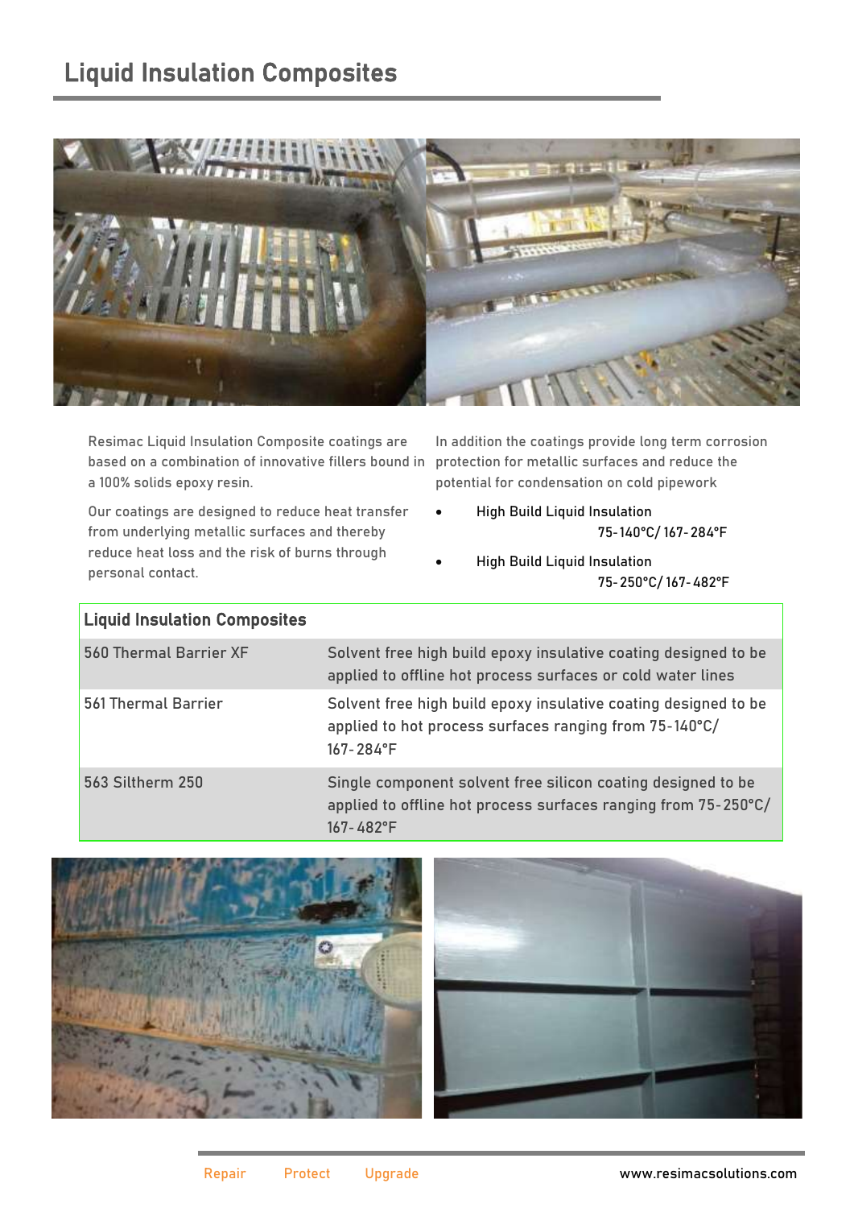# Liquid Insulation Composites

Resimac Liquid Insulation Composite coatings are based on a combination of innovative fillers bound in a 100% solids epoxy resin.

Our coatings are designed to reduce heat transfer from underlying metallic surfaces and thereby reduce heat loss and the risk of burns through personal contact.

In addition the coatings provide long term corrosion protection for metallic surfaces and reduce the potential for condensation on cold pipework

- High Build Liquid Insulation 75-140°C/ 167-284°F
- High Build Liquid Insulation 75-250°C/ 167-482°F

| Liquid Insulation Composites | |
|---|---|
| 560 Thermal Barrier XF | Solvent free high build epoxy insulative coating designed to be applied to offline hot process surfaces or cold water lines |
| 561 Thermal Barrier | Solvent free high build epoxy insulative coating designed to be applied to hot process surfaces ranging from 75-140°C/ 167-284°F |
| 563 Siltherm 250 | Single component solvent free silicon coating designed to be applied to offline hot process surfaces ranging from 75-250°C/ 167-482°F |

Repair Protect Upgrade www.resimacsolutions.com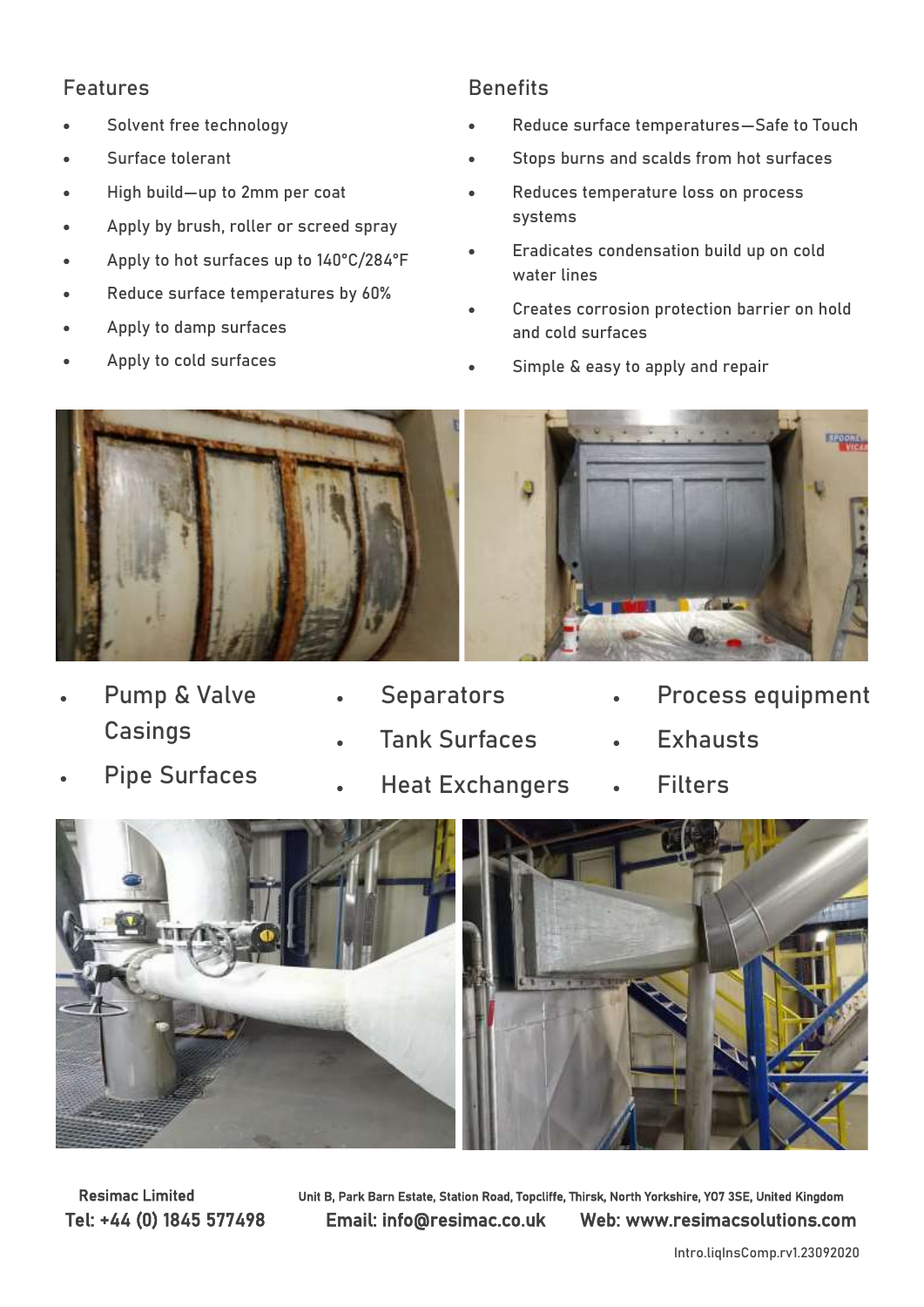## Features

- Solvent free technology
- Surface tolerant
- High build—up to 2mm per coat
- Apply by brush, roller or screed spray
- Apply to hot surfaces up to 140°C/284°F
- Reduce surface temperatures by 60%
- Apply to damp surfaces
- Apply to cold surfaces

## Benefits

- Reduce surface temperatures—Safe to Touch
- Stops burns and scalds from hot surfaces
- Reduces temperature loss on process systems
- Eradicates condensation build up on cold water lines
- Creates corrosion protection barrier on hold and cold surfaces
- Simple & easy to apply and repair

- Pump & Valve Casings
- Pipe Surfaces
- Separators
- Tank Surfaces
- Heat Exchangers
- Process equipment
- Exhausts
- Filters

**Resimac Limited**

Unit B, Park Barn Estate, Station Road, Topcliffe, Thirsk, North Yorkshire, YO7 3SE, United Kingdom

**Tel: +44 (0) 1845 577498** **Email: info@resimac.co.uk** **Web: www.resimacsolutions.com**

Intro.liqInsComp.rv1.23092020